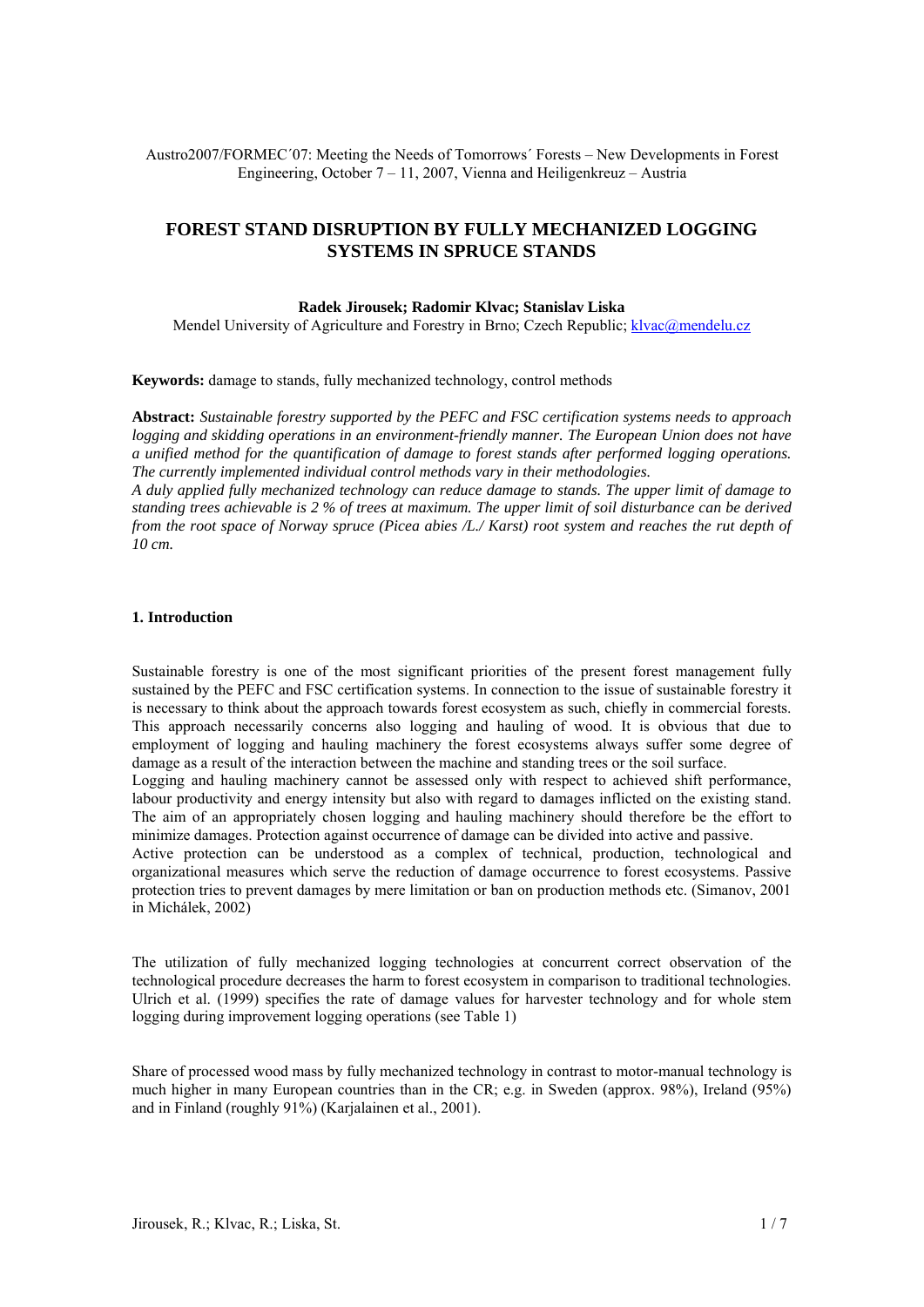Austro2007/FORMEC´07: Meeting the Needs of Tomorrows´ Forests – New Developments in Forest Engineering, October 7 – 11, 2007, Vienna and Heiligenkreuz – Austria

# FOREST STAND DISRUPTION BY FULLY MECHANIZED LOGGING SYSTEMS IN SPRUCE STANDS

**Radek Jirousek; Radomir Klvac; Stanislav Liska**

Mendel University of Agriculture and Forestry in Brno; Czech Republic; klvac@mendelu.cz

**Keywords:** damage to stands, fully mechanized technology, control methods

**Abstract:** *Sustainable forestry supported by the PEFC and FSC certification systems needs to approach logging and skidding operations in an environment-friendly manner. The European Union does not have a unified method for the quantification of damage to forest stands after performed logging operations. The currently implemented individual control methods vary in their methodologies.*
*A duly applied fully mechanized technology can reduce damage to stands. The upper limit of damage to standing trees achievable is 2 % of trees at maximum. The upper limit of soil disturbance can be derived from the root space of Norway spruce (Picea abies /L./ Karst) root system and reaches the rut depth of 10 cm.*

## 1. Introduction

Sustainable forestry is one of the most significant priorities of the present forest management fully sustained by the PEFC and FSC certification systems. In connection to the issue of sustainable forestry it is necessary to think about the approach towards forest ecosystem as such, chiefly in commercial forests. This approach necessarily concerns also logging and hauling of wood. It is obvious that due to employment of logging and hauling machinery the forest ecosystems always suffer some degree of damage as a result of the interaction between the machine and standing trees or the soil surface.
Logging and hauling machinery cannot be assessed only with respect to achieved shift performance, labour productivity and energy intensity but also with regard to damages inflicted on the existing stand. The aim of an appropriately chosen logging and hauling machinery should therefore be the effort to minimize damages. Protection against occurrence of damage can be divided into active and passive.
Active protection can be understood as a complex of technical, production, technological and organizational measures which serve the reduction of damage occurrence to forest ecosystems. Passive protection tries to prevent damages by mere limitation or ban on production methods etc. (Simanov, 2001 in Michálek, 2002)

The utilization of fully mechanized logging technologies at concurrent correct observation of the technological procedure decreases the harm to forest ecosystem in comparison to traditional technologies. Ulrich et al. (1999) specifies the rate of damage values for harvester technology and for whole stem logging during improvement logging operations (see Table 1)

Share of processed wood mass by fully mechanized technology in contrast to motor-manual technology is much higher in many European countries than in the CR; e.g. in Sweden (approx. 98%), Ireland (95%) and in Finland (roughly 91%) (Karjalainen et al., 2001).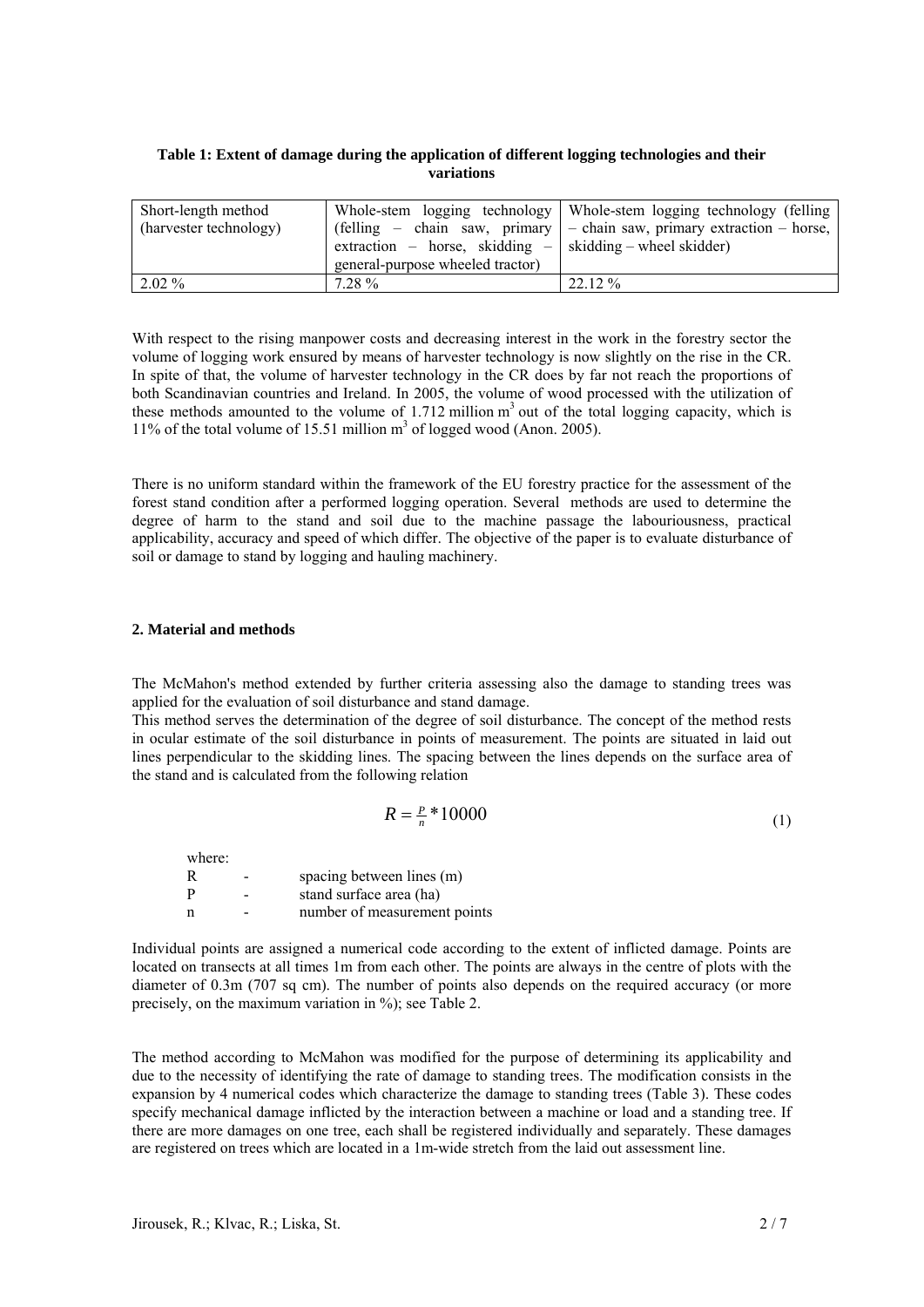**Table 1: Extent of damage during the application of different logging technologies and their variations**

| Short-length method (harvester technology) | Whole-stem logging technology (felling – chain saw, primary extraction – horse, skidding – general-purpose wheeled tractor) | Whole-stem logging technology (felling – chain saw, primary extraction – horse, skidding – wheel skidder) |
|---|---|---|
| 2.02 % | 7.28 % | 22.12 % |

With respect to the rising manpower costs and decreasing interest in the work in the forestry sector the volume of logging work ensured by means of harvester technology is now slightly on the rise in the CR. In spite of that, the volume of harvester technology in the CR does by far not reach the proportions of both Scandinavian countries and Ireland. In 2005, the volume of wood processed with the utilization of these methods amounted to the volume of 1.712 million $m^3$ out of the total logging capacity, which is 11% of the total volume of 15.51 million $m^3$ of logged wood (Anon. 2005).

There is no uniform standard within the framework of the EU forestry practice for the assessment of the forest stand condition after a performed logging operation. Several methods are used to determine the degree of harm to the stand and soil due to the machine passage the labouriousness, practical applicability, accuracy and speed of which differ. The objective of the paper is to evaluate disturbance of soil or damage to stand by logging and hauling machinery.

## 2. Material and methods

The McMahon's method extended by further criteria assessing also the damage to standing trees was applied for the evaluation of soil disturbance and stand damage.
This method serves the determination of the degree of soil disturbance. The concept of the method rests in ocular estimate of the soil disturbance in points of measurement. The points are situated in laid out lines perpendicular to the skidding lines. The spacing between the lines depends on the surface area of the stand and is calculated from the following relation

$$R = \frac{P}{n} * 10000 \tag{1}$$

where:

| | | |
|---|---|---|
| R | - | spacing between lines (m) |
| P | - | stand surface area (ha) |
| n | - | number of measurement points |

Individual points are assigned a numerical code according to the extent of inflicted damage. Points are located on transects at all times 1m from each other. The points are always in the centre of plots with the diameter of 0.3m (707 sq cm). The number of points also depends on the required accuracy (or more precisely, on the maximum variation in %); see Table 2.

The method according to McMahon was modified for the purpose of determining its applicability and due to the necessity of identifying the rate of damage to standing trees. The modification consists in the expansion by 4 numerical codes which characterize the damage to standing trees (Table 3). These codes specify mechanical damage inflicted by the interaction between a machine or load and a standing tree. If there are more damages on one tree, each shall be registered individually and separately. These damages are registered on trees which are located in a 1m-wide stretch from the laid out assessment line.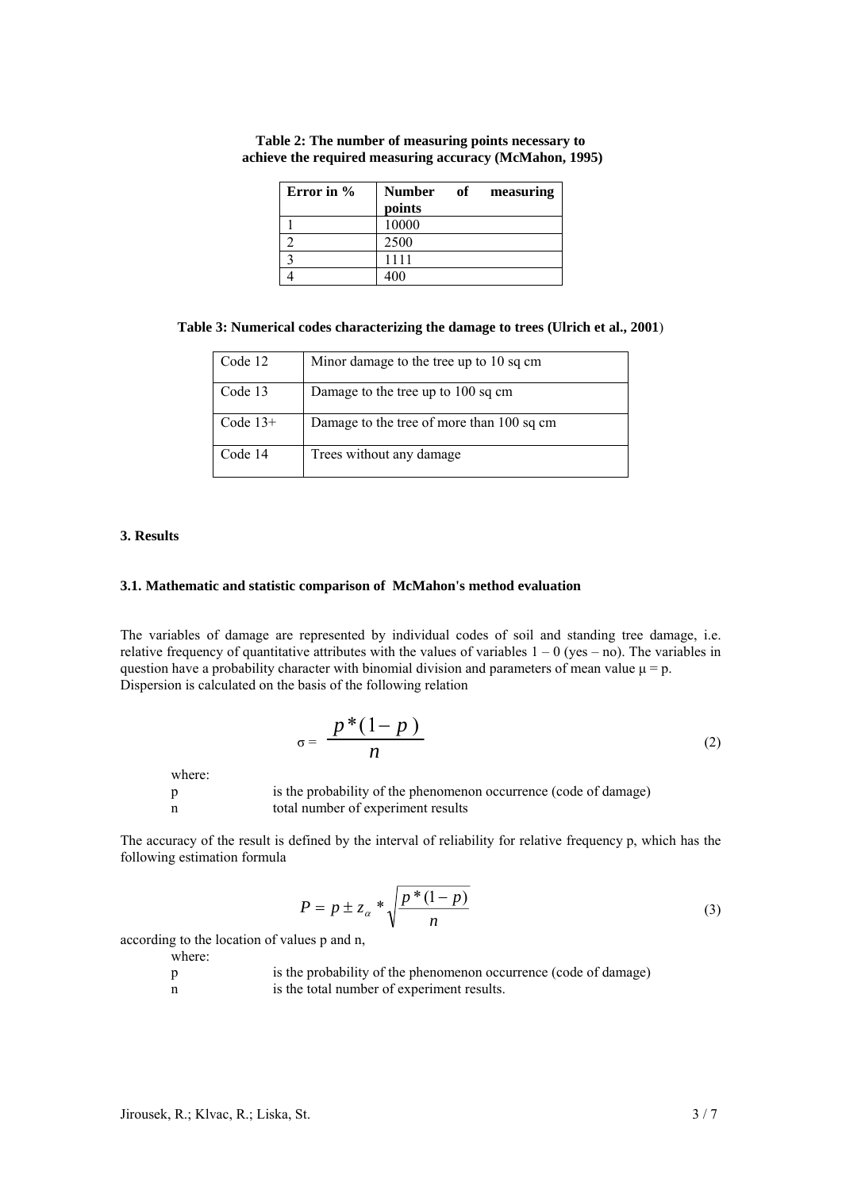**Table 2: The number of measuring points necessary to achieve the required measuring accuracy (McMahon, 1995)**

| Error in % | Number of measuring points |
|---|---|
| 1 | 10000 |
| 2 | 2500 |
| 3 | 1111 |
| 4 | 400 |

**Table 3: Numerical codes characterizing the damage to trees (Ulrich et al., 2001)**

| Code | Description |
|---|---|
| Code 12 | Minor damage to the tree up to 10 sq cm |
| Code 13 | Damage to the tree up to 100 sq cm |
| Code 13+ | Damage to the tree of more than 100 sq cm |
| Code 14 | Trees without any damage |

## 3. Results

### 3.1. Mathematic and statistic comparison of McMahon's method evaluation

The variables of damage are represented by individual codes of soil and standing tree damage, i.e. relative frequency of quantitative attributes with the values of variables 1 – 0 (yes – no). The variables in question have a probability character with binomial division and parameters of mean value $\mu = p$. Dispersion is calculated on the basis of the following relation

$$\sigma = \frac{p*(1-p)}{n} \tag{2}$$

where:

p is the probability of the phenomenon occurrence (code of damage)

n total number of experiment results

The accuracy of the result is defined by the interval of reliability for relative frequency p, which has the following estimation formula

$$P = p \pm z_{\alpha} * \sqrt{\frac{p*(1-p)}{n}} \tag{3}$$

according to the location of values p and n,

where:

p is the probability of the phenomenon occurrence (code of damage)

n is the total number of experiment results.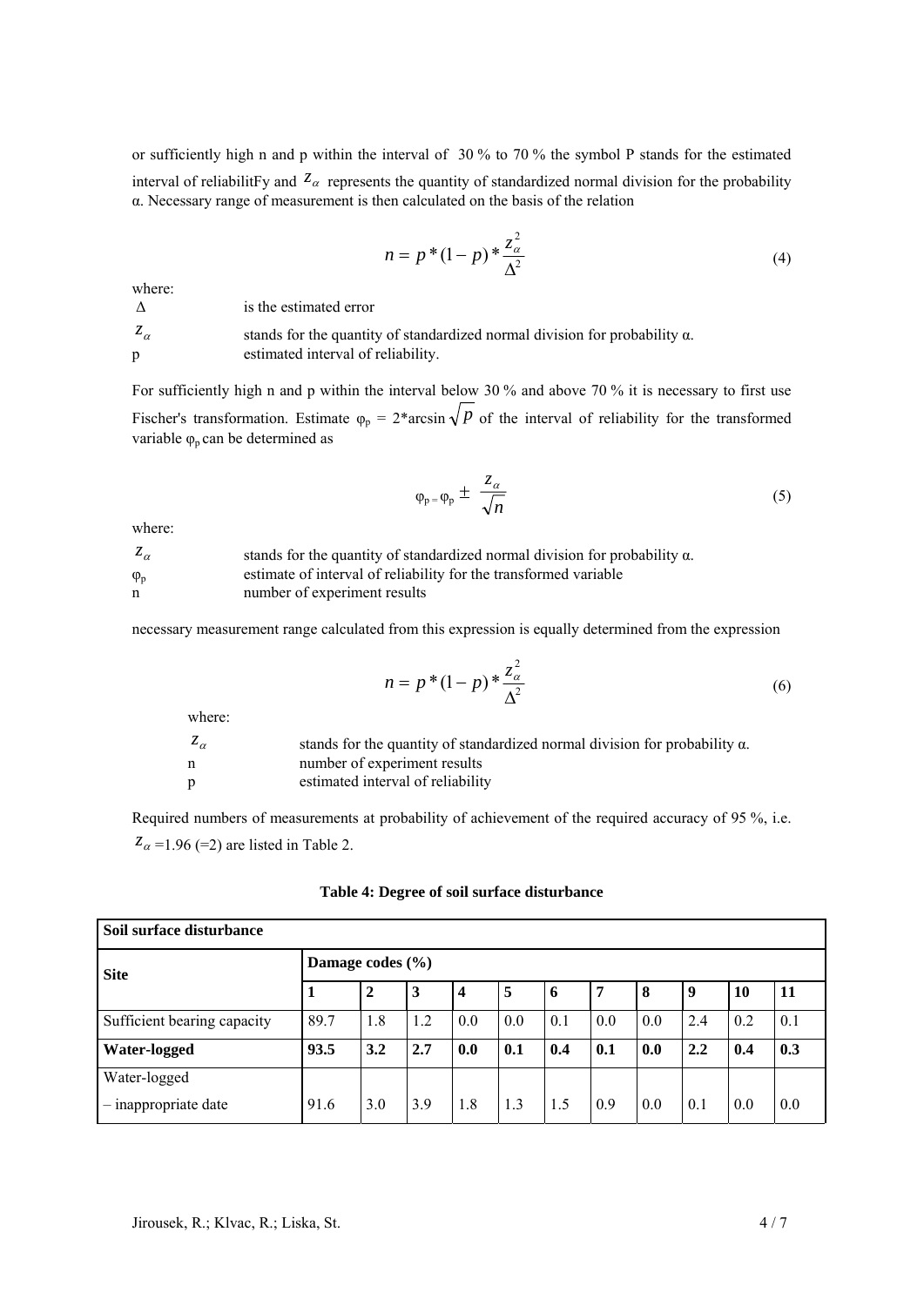or sufficiently high n and p within the interval of 30 % to 70 % the symbol P stands for the estimated interval of reliabilitFy and $z_\alpha$ represents the quantity of standardized normal division for the probability α. Necessary range of measurement is then calculated on the basis of the relation

$$n = p*(1-p)*\frac{z_\alpha^2}{\Delta^2} \tag{4}$$

where:

| | |
|---|---|
| Δ | is the estimated error |
| $z_\alpha$ | stands for the quantity of standardized normal division for probability α. |
| p | estimated interval of reliability. |

For sufficiently high n and p within the interval below 30 % and above 70 % it is necessary to first use Fischer's transformation. Estimate $\varphi_p = 2*\arcsin\sqrt{p}$ of the interval of reliability for the transformed variable $\varphi_p$ can be determined as

$$\varphi_p = \varphi_p \pm \frac{z_\alpha}{\sqrt{n}} \tag{5}$$

where:

| | |
|---|---|
| $z_\alpha$ | stands for the quantity of standardized normal division for probability α. |
| $\varphi_p$ | estimate of interval of reliability for the transformed variable |
| n | number of experiment results |

necessary measurement range calculated from this expression is equally determined from the expression

$$n = p*(1-p)*\frac{z_\alpha^2}{\Delta^2} \tag{6}$$

where:

| | |
|---|---|
| $z_\alpha$ | stands for the quantity of standardized normal division for probability α. |
| n | number of experiment results |
| p | estimated interval of reliability |

Required numbers of measurements at probability of achievement of the required accuracy of 95 %, i.e. $z_\alpha$ =1.96 (=2) are listed in Table 2.

**Table 4: Degree of soil surface disturbance**

| **Soil surface disturbance** | | | | | | | | | | | |
|---|---|---|---|---|---|---|---|---|---|---|---|
| **Site** | **Damage codes (%)** | | | | | | | | | | |
| | **1** | **2** | **3** | **4** | **5** | **6** | **7** | **8** | **9** | **10** | **11** |
| Sufficient bearing capacity | 89.7 | 1.8 | 1.2 | 0.0 | 0.0 | 0.1 | 0.0 | 0.0 | 2.4 | 0.2 | 0.1 |
| **Water-logged** | **93.5** | **3.2** | **2.7** | **0.0** | **0.1** | **0.4** | **0.1** | **0.0** | **2.2** | **0.4** | **0.3** |
| Water-logged – inappropriate date | 91.6 | 3.0 | 3.9 | 1.8 | 1.3 | 1.5 | 0.9 | 0.0 | 0.1 | 0.0 | 0.0 |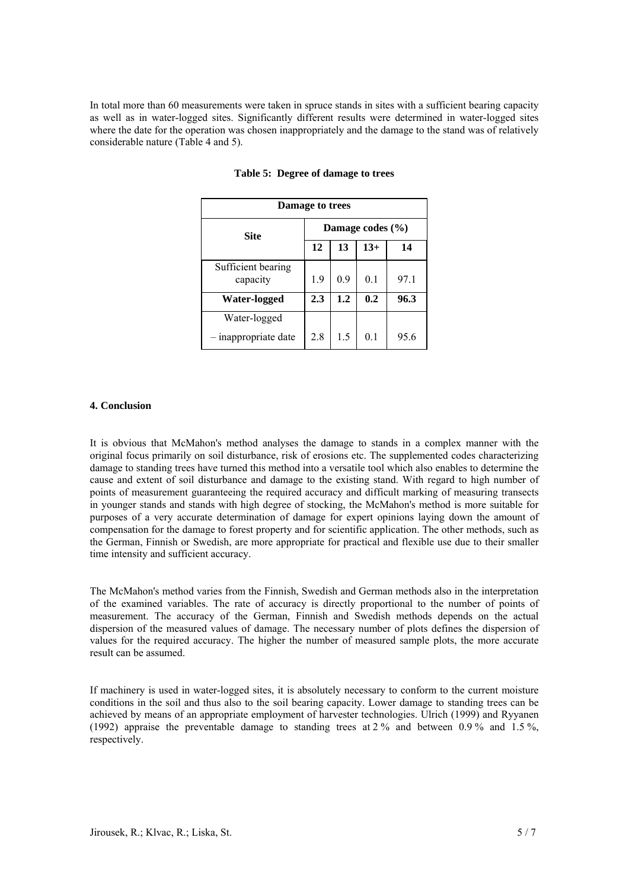In total more than 60 measurements were taken in spruce stands in sites with a sufficient bearing capacity as well as in water-logged sites. Significantly different results were determined in water-logged sites where the date for the operation was chosen inappropriately and the damage to the stand was of relatively considerable nature (Table 4 and 5).

**Table 5: Degree of damage to trees**

| Damage to trees | | | | |
|---|---|---|---|---|
| **Site** | **Damage codes (%)** | | | |
| | **12** | **13** | **13+** | **14** |
| Sufficient bearing capacity | 1.9 | 0.9 | 0.1 | 97.1 |
| **Water-logged** | **2.3** | **1.2** | **0.2** | **96.3** |
| Water-logged – inappropriate date | 2.8 | 1.5 | 0.1 | 95.6 |

## 4. Conclusion

It is obvious that McMahon's method analyses the damage to stands in a complex manner with the original focus primarily on soil disturbance, risk of erosions etc. The supplemented codes characterizing damage to standing trees have turned this method into a versatile tool which also enables to determine the cause and extent of soil disturbance and damage to the existing stand. With regard to high number of points of measurement guaranteeing the required accuracy and difficult marking of measuring transects in younger stands and stands with high degree of stocking, the McMahon's method is more suitable for purposes of a very accurate determination of damage for expert opinions laying down the amount of compensation for the damage to forest property and for scientific application. The other methods, such as the German, Finnish or Swedish, are more appropriate for practical and flexible use due to their smaller time intensity and sufficient accuracy.

The McMahon's method varies from the Finnish, Swedish and German methods also in the interpretation of the examined variables. The rate of accuracy is directly proportional to the number of points of measurement. The accuracy of the German, Finnish and Swedish methods depends on the actual dispersion of the measured values of damage. The necessary number of plots defines the dispersion of values for the required accuracy. The higher the number of measured sample plots, the more accurate result can be assumed.

If machinery is used in water-logged sites, it is absolutely necessary to conform to the current moisture conditions in the soil and thus also to the soil bearing capacity. Lower damage to standing trees can be achieved by means of an appropriate employment of harvester technologies. Ulrich (1999) and Ryyanen (1992) appraise the preventable damage to standing trees at 2 % and between 0.9 % and 1.5 %, respectively.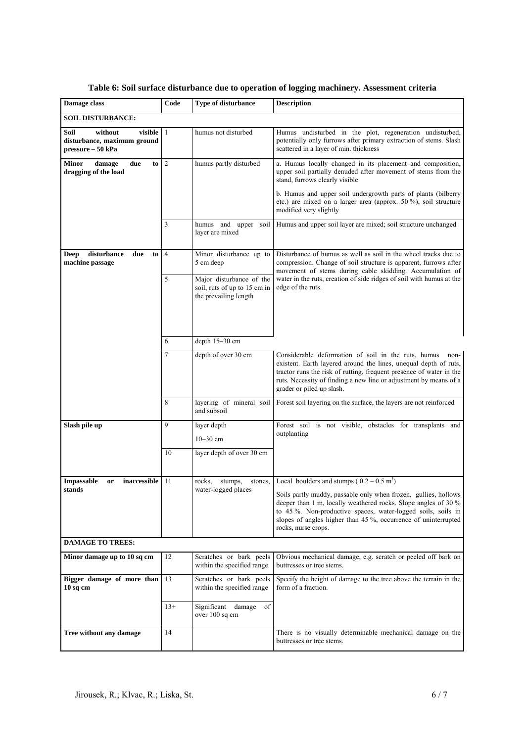**Table 6: Soil surface disturbance due to operation of logging machinery. Assessment criteria**

| Damage class | Code | Type of disturbance | Description |
|---|---|---|---|
| **SOIL DISTURBANCE:** | | | |
| **Soil without visible disturbance, maximum ground pressure – 50 kPa** | 1 | humus not disturbed | Humus undisturbed in the plot, regeneration undisturbed, potentially only furrows after primary extraction of stems. Slash scattered in a layer of min. thickness |
| **Minor damage due to dragging of the load** | 2 | humus partly disturbed | a. Humus locally changed in its placement and composition, upper soil partially denuded after movement of stems from the stand, furrows clearly visible<br>b. Humus and upper soil undergrowth parts of plants (bilberry etc.) are mixed on a larger area (approx. 50 %), soil structure modified very slightly |
| | 3 | humus and upper soil layer are mixed | Humus and upper soil layer are mixed; soil structure unchanged |
| **Deep disturbance due to machine passage** | 4 | Minor disturbance up to 5 cm deep | Disturbance of humus as well as soil in the wheel tracks due to compression. Change of soil structure is apparent, furrows after movement of stems during cable skidding. Accumulation of water in the ruts, creation of side ridges of soil with humus at the edge of the ruts. |
| | 5 | Major disturbance of the soil, ruts of up to 15 cm in the prevailing length | |
| | 6 | depth 15–30 cm | |
| | 7 | depth of over 30 cm | Considerable deformation of soil in the ruts, humus non-existent. Earth layered around the lines, unequal depth of ruts, tractor runs the risk of rutting, frequent presence of water in the ruts. Necessity of finding a new line or adjustment by means of a grader or piled up slash. |
| | 8 | layering of mineral soil and subsoil | Forest soil layering on the surface, the layers are not reinforced |
| **Slash pile up** | 9 | layer depth 10–30 cm | Forest soil is not visible, obstacles for transplants and outplanting |
| | 10 | layer depth of over 30 cm | |
| **Impassable or inaccessible stands** | 11 | rocks, stumps, stones, water-logged places | Local boulders and stumps ( $0.2 – 0.5$ m$^3$)<br>Soils partly muddy, passable only when frozen, gullies, hollows deeper than 1 m, locally weathered rocks. Slope angles of 30 % to 45 %. Non-productive spaces, water-logged soils, soils in slopes of angles higher than 45 %, occurrence of uninterrupted rocks, nurse crops. |
| **DAMAGE TO TREES:** | | | |
| **Minor damage up to 10 sq cm** | 12 | Scratches or bark peels within the specified range | Obvious mechanical damage, e.g. scratch or peeled off bark on buttresses or tree stems. |
| **Bigger damage of more than 10 sq cm** | 13 | Scratches or bark peels within the specified range | Specify the height of damage to the tree above the terrain in the form of a fraction. |
| | 13+ | Significant damage of over 100 sq cm | |
| **Tree without any damage** | 14 | | There is no visually determinable mechanical damage on the buttresses or tree stems. |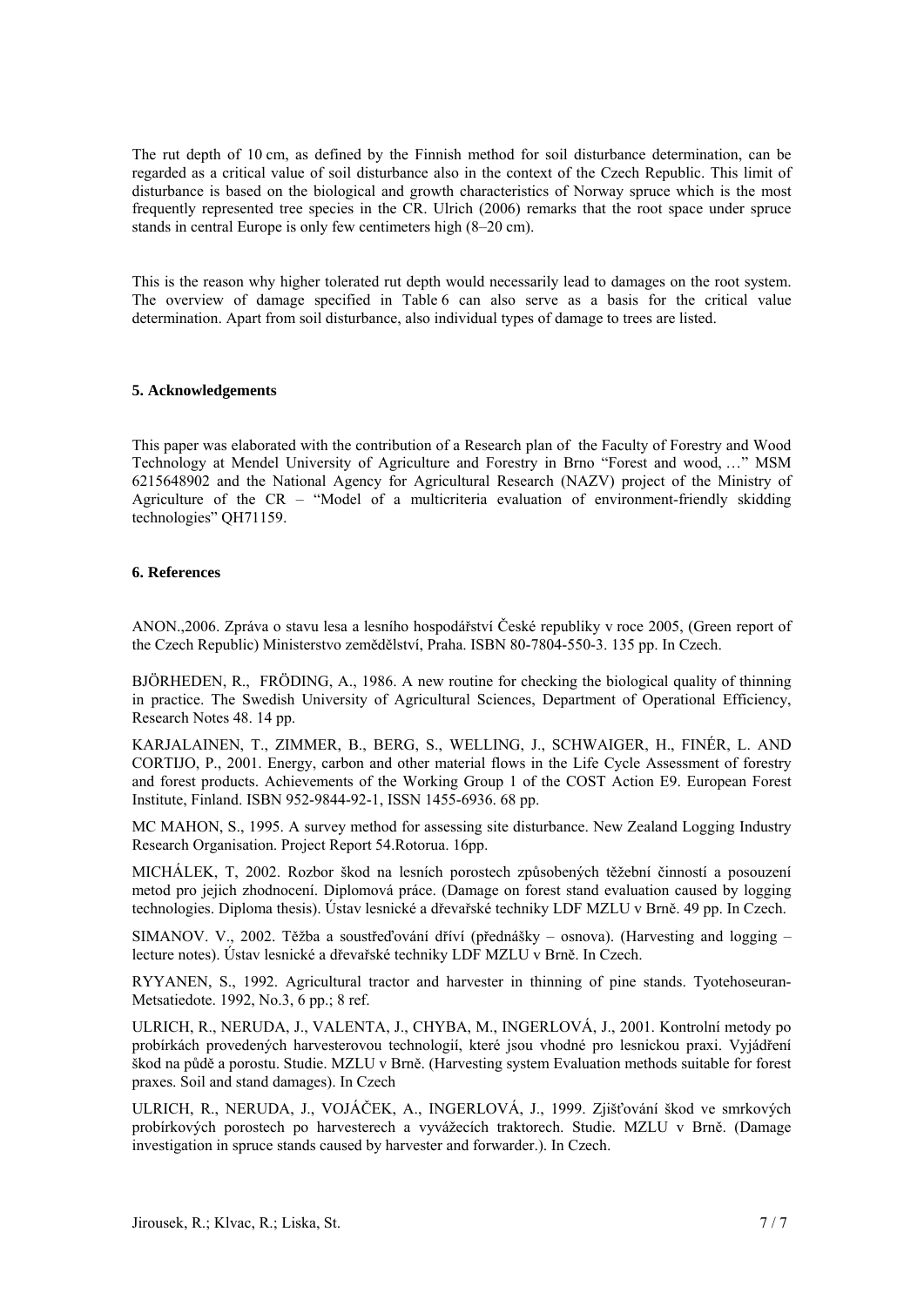The rut depth of 10 cm, as defined by the Finnish method for soil disturbance determination, can be regarded as a critical value of soil disturbance also in the context of the Czech Republic. This limit of disturbance is based on the biological and growth characteristics of Norway spruce which is the most frequently represented tree species in the CR. Ulrich (2006) remarks that the root space under spruce stands in central Europe is only few centimeters high (8–20 cm).

This is the reason why higher tolerated rut depth would necessarily lead to damages on the root system. The overview of damage specified in Table 6 can also serve as a basis for the critical value determination. Apart from soil disturbance, also individual types of damage to trees are listed.

## 5. Acknowledgements

This paper was elaborated with the contribution of a Research plan of the Faculty of Forestry and Wood Technology at Mendel University of Agriculture and Forestry in Brno "Forest and wood, …" MSM 6215648902 and the National Agency for Agricultural Research (NAZV) project of the Ministry of Agriculture of the CR – "Model of a multicriteria evaluation of environment-friendly skidding technologies" QH71159.

## 6. References

ANON.,2006. Zpráva o stavu lesa a lesního hospodářství České republiky v roce 2005, (Green report of the Czech Republic) Ministerstvo zemědělství, Praha. ISBN 80-7804-550-3. 135 pp. In Czech.

BJÖRHEDEN, R., FRÖDING, A., 1986. A new routine for checking the biological quality of thinning in practice. The Swedish University of Agricultural Sciences, Department of Operational Efficiency, Research Notes 48. 14 pp.

KARJALAINEN, T., ZIMMER, B., BERG, S., WELLING, J., SCHWAIGER, H., FINÉR, L. AND CORTIJO, P., 2001. Energy, carbon and other material flows in the Life Cycle Assessment of forestry and forest products. Achievements of the Working Group 1 of the COST Action E9. European Forest Institute, Finland. ISBN 952-9844-92-1, ISSN 1455-6936. 68 pp.

MC MAHON, S., 1995. A survey method for assessing site disturbance. New Zealand Logging Industry Research Organisation. Project Report 54.Rotorua. 16pp.

MICHÁLEK, T, 2002. Rozbor škod na lesních porostech způsobených těžební činností a posouzení metod pro jejich zhodnocení. Diplomová práce. (Damage on forest stand evaluation caused by logging technologies. Diploma thesis). Ústav lesnické a dřevařské techniky LDF MZLU v Brně. 49 pp. In Czech.

SIMANOV. V., 2002. Těžba a soustřeďování dříví (přednášky – osnova). (Harvesting and logging – lecture notes). Ústav lesnické a dřevařské techniky LDF MZLU v Brně. In Czech.

RYYANEN, S., 1992. Agricultural tractor and harvester in thinning of pine stands. Tyotehoseuran-Metsatiedote. 1992, No.3, 6 pp.; 8 ref.

ULRICH, R., NERUDA, J., VALENTA, J., CHYBA, M., INGERLOVÁ, J., 2001. Kontrolní metody po probírkách provedených harvesterovou technologií, které jsou vhodné pro lesnickou praxi. Vyjádření škod na půdě a porostu. Studie. MZLU v Brně. (Harvesting system Evaluation methods suitable for forest praxes. Soil and stand damages). In Czech

ULRICH, R., NERUDA, J., VOJÁČEK, A., INGERLOVÁ, J., 1999. Zjišťování škod ve smrkových probírkových porostech po harvesterech a vyvážecích traktorech. Studie. MZLU v Brně. (Damage investigation in spruce stands caused by harvester and forwarder.). In Czech.